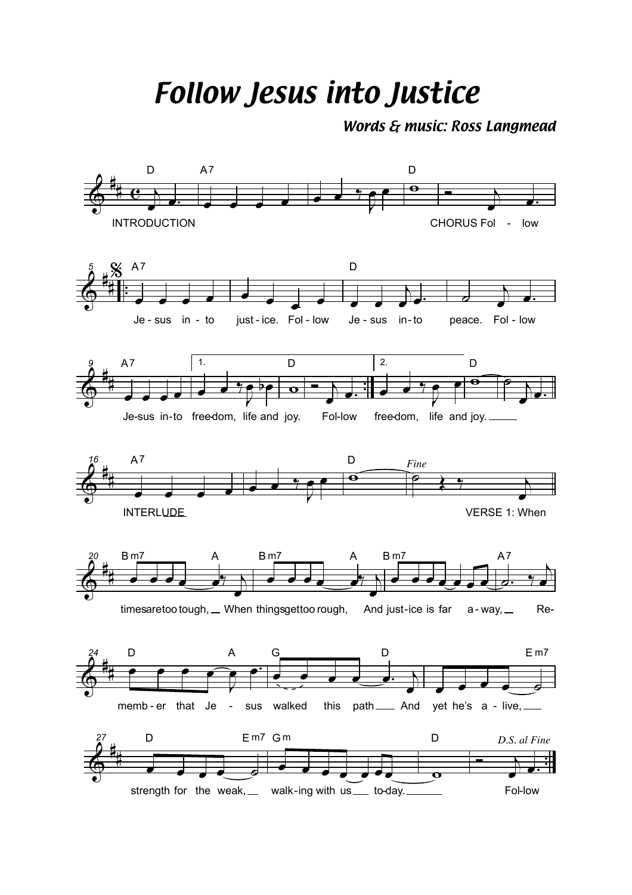# Follow Jesus into Justice

***Words & music: Ross Langmead***

INTRODUCTION

CHORUS Follow Jesus into justice. Follow Jesus into peace. Follow Jesus into freedom, life and joy. Follow freedom, life and joy.

INTERLUDE

*Fine*

VERSE 1: When times are too tough, When things get too rough, And justice is far away, Remember that Jesus walked this path And yet he's alive, strength for the weak, walking with us today.

*D.S. al Fine*

Follow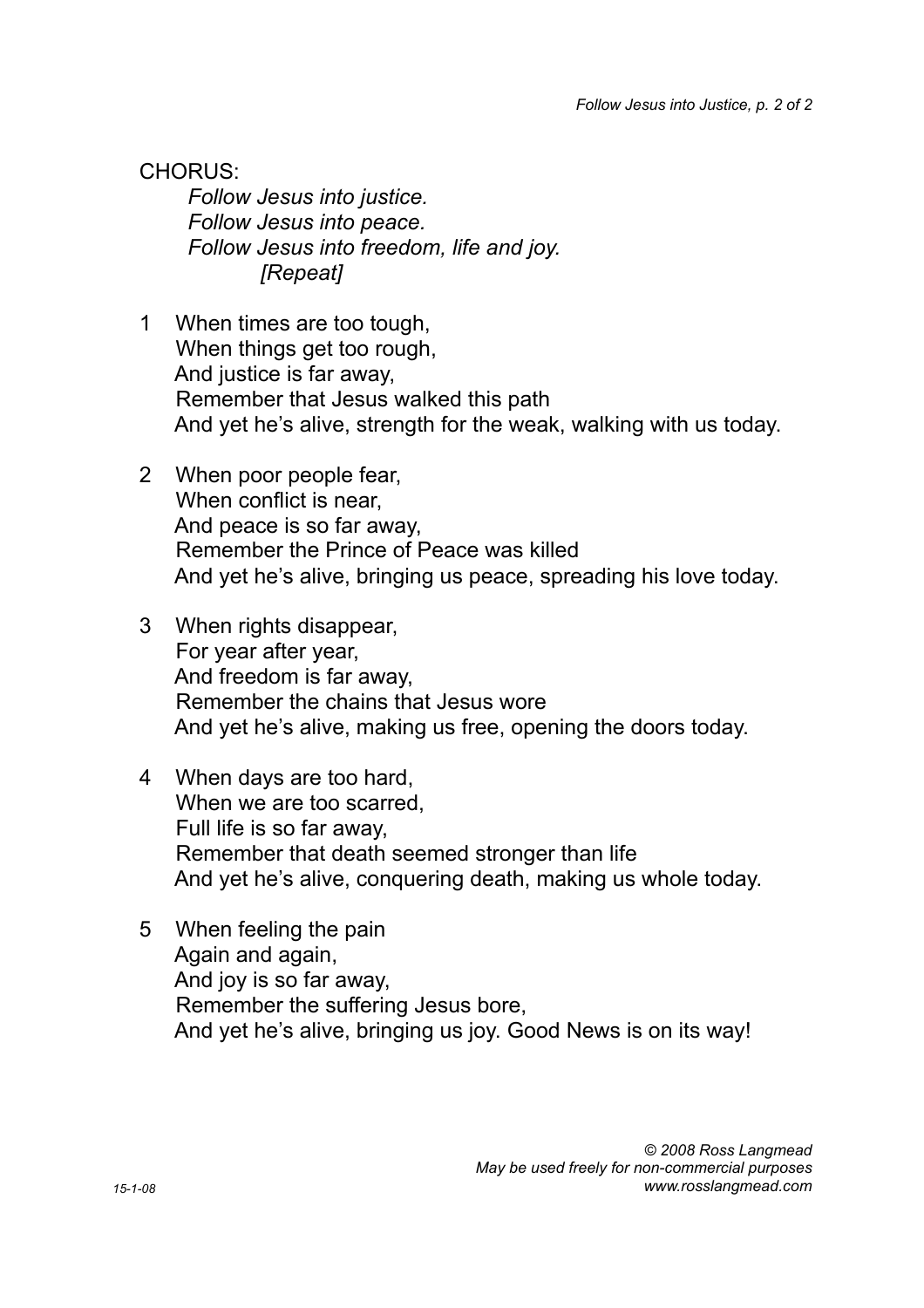CHORUS:

*Follow Jesus into justice.*
*Follow Jesus into peace.*
*Follow Jesus into freedom, life and joy.*
*[Repeat]*

1 When times are too tough,
When things get too rough,
And justice is far away,
Remember that Jesus walked this path
And yet he's alive, strength for the weak, walking with us today.

2 When poor people fear,
When conflict is near,
And peace is so far away,
Remember the Prince of Peace was killed
And yet he's alive, bringing us peace, spreading his love today.

3 When rights disappear,
For year after year,
And freedom is far away,
Remember the chains that Jesus wore
And yet he's alive, making us free, opening the doors today.

4 When days are too hard,
When we are too scarred,
Full life is so far away,
Remember that death seemed stronger than life
And yet he's alive, conquering death, making us whole today.

5 When feeling the pain
Again and again,
And joy is so far away,
Remember the suffering Jesus bore,
And yet he's alive, bringing us joy. Good News is on its way!

*© 2008 Ross Langmead*
*May be used freely for non-commercial purposes*
*www.rosslangmead.com*

*15-1-08*